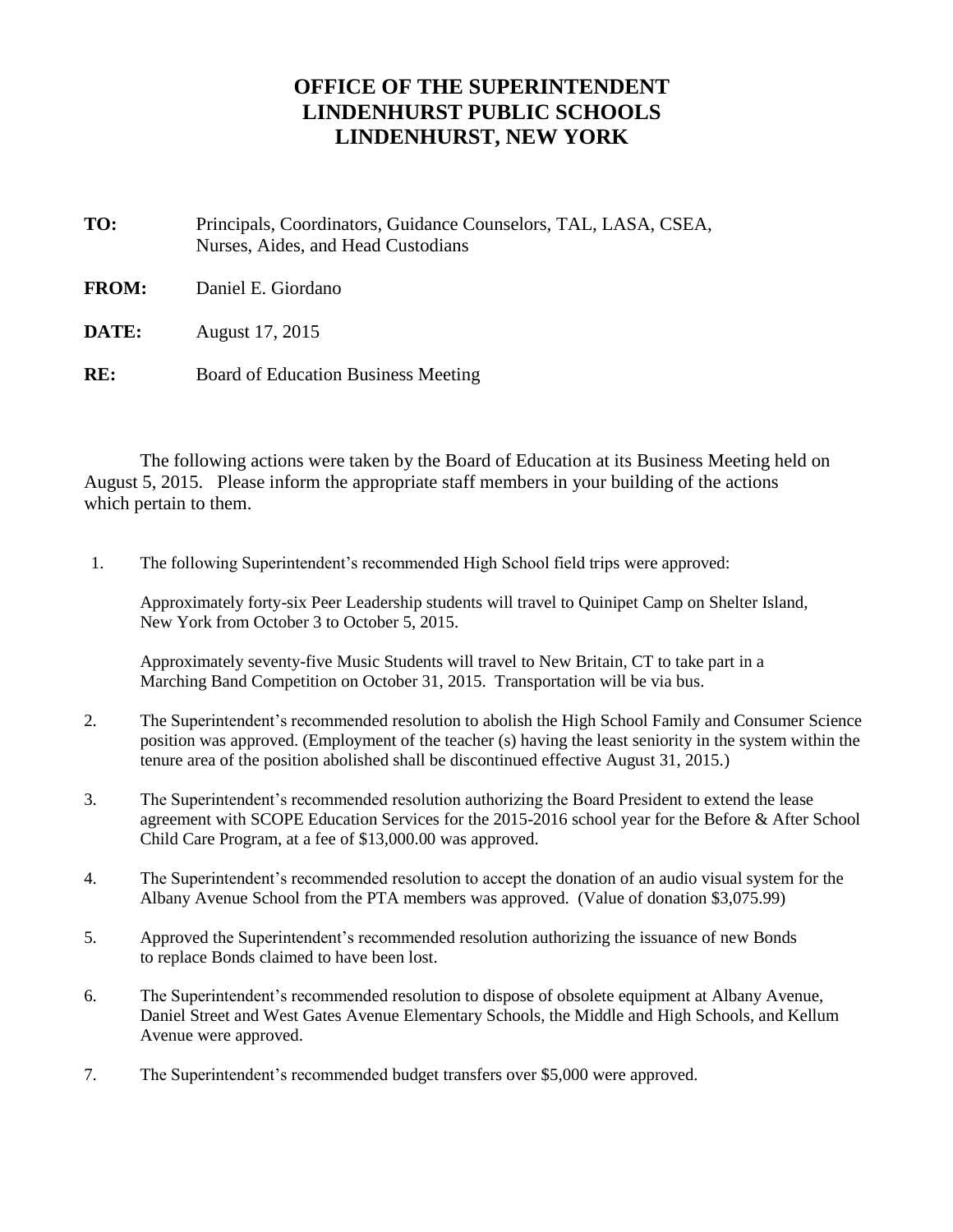# OFFICE OF THE SUPERINTENDENT
# LINDENHURST PUBLIC SCHOOLS
# LINDENHURST, NEW YORK

**TO:** Principals, Coordinators, Guidance Counselors, TAL, LASA, CSEA, Nurses, Aides, and Head Custodians

**FROM:** Daniel E. Giordano

**DATE:** August 17, 2015

**RE:** Board of Education Business Meeting

The following actions were taken by the Board of Education at its Business Meeting held on August 5, 2015. Please inform the appropriate staff members in your building of the actions which pertain to them.

1. The following Superintendent's recommended High School field trips were approved:

   Approximately forty-six Peer Leadership students will travel to Quinipet Camp on Shelter Island, New York from October 3 to October 5, 2015.

   Approximately seventy-five Music Students will travel to New Britain, CT to take part in a Marching Band Competition on October 31, 2015. Transportation will be via bus.

2. The Superintendent's recommended resolution to abolish the High School Family and Consumer Science position was approved. (Employment of the teacher (s) having the least seniority in the system within the tenure area of the position abolished shall be discontinued effective August 31, 2015.)

3. The Superintendent's recommended resolution authorizing the Board President to extend the lease agreement with SCOPE Education Services for the 2015-2016 school year for the Before & After School Child Care Program, at a fee of $13,000.00 was approved.

4. The Superintendent's recommended resolution to accept the donation of an audio visual system for the Albany Avenue School from the PTA members was approved. (Value of donation $3,075.99)

5. Approved the Superintendent's recommended resolution authorizing the issuance of new Bonds to replace Bonds claimed to have been lost.

6. The Superintendent's recommended resolution to dispose of obsolete equipment at Albany Avenue, Daniel Street and West Gates Avenue Elementary Schools, the Middle and High Schools, and Kellum Avenue were approved.

7. The Superintendent's recommended budget transfers over $5,000 were approved.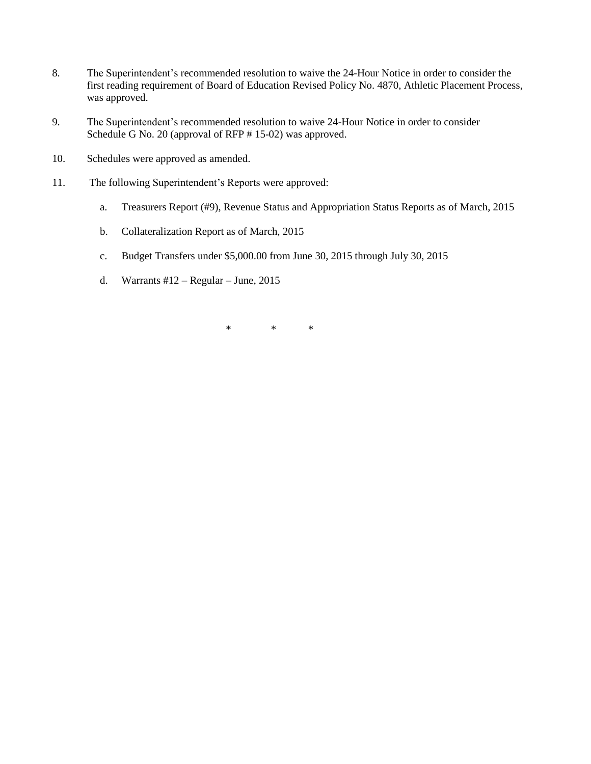8. The Superintendent's recommended resolution to waive the 24-Hour Notice in order to consider the first reading requirement of Board of Education Revised Policy No. 4870, Athletic Placement Process, was approved.

9. The Superintendent's recommended resolution to waive 24-Hour Notice in order to consider Schedule G No. 20 (approval of RFP # 15-02) was approved.

10. Schedules were approved as amended.

11. The following Superintendent's Reports were approved:

    a. Treasurers Report (#9), Revenue Status and Appropriation Status Reports as of March, 2015

    b. Collateralization Report as of March, 2015

    c. Budget Transfers under $5,000.00 from June 30, 2015 through July 30, 2015

    d. Warrants #12 – Regular – June, 2015

\*    \*    \*